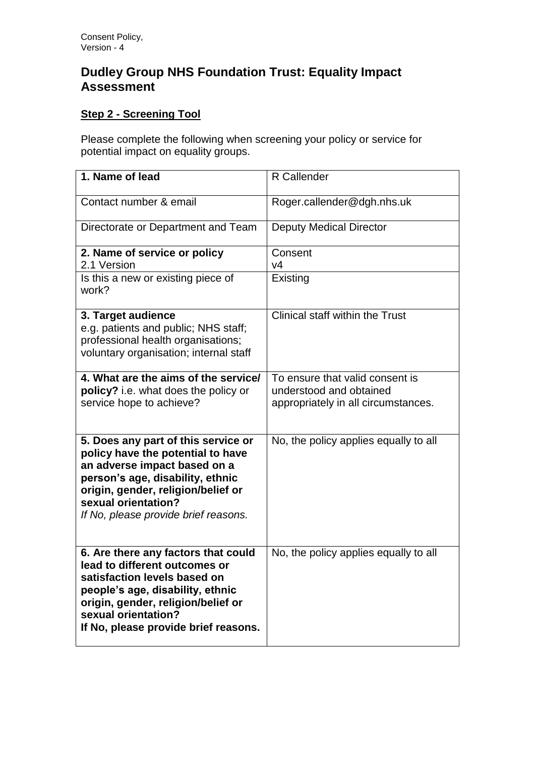# Dudley Group NHS Foundation Trust: Equality Impact Assessment

## Step 2 - Screening Tool

Please complete the following when screening your policy or service for potential impact on equality groups.

| | |
|---|---|
| **1. Name of lead** | R Callender |
| Contact number & email | Roger.callender@dgh.nhs.uk |
| Directorate or Department and Team | Deputy Medical Director |
| **2. Name of service or policy**<br>2.1 Version | Consent<br>v4 |
| Is this a new or existing piece of work? | Existing |
| **3. Target audience**<br>e.g. patients and public; NHS staff; professional health organisations; voluntary organisation; internal staff | Clinical staff within the Trust |
| **4. What are the aims of the service/ policy?** i.e. what does the policy or service hope to achieve? | To ensure that valid consent is understood and obtained appropriately in all circumstances. |
| **5. Does any part of this service or policy have the potential to have an adverse impact based on a person's age, disability, ethnic origin, gender, religion/belief or sexual orientation?**<br>*If No, please provide brief reasons.* | No, the policy applies equally to all |
| **6. Are there any factors that could lead to different outcomes or satisfaction levels based on people's age, disability, ethnic origin, gender, religion/belief or sexual orientation?**<br>**If No, please provide brief reasons.** | No, the policy applies equally to all |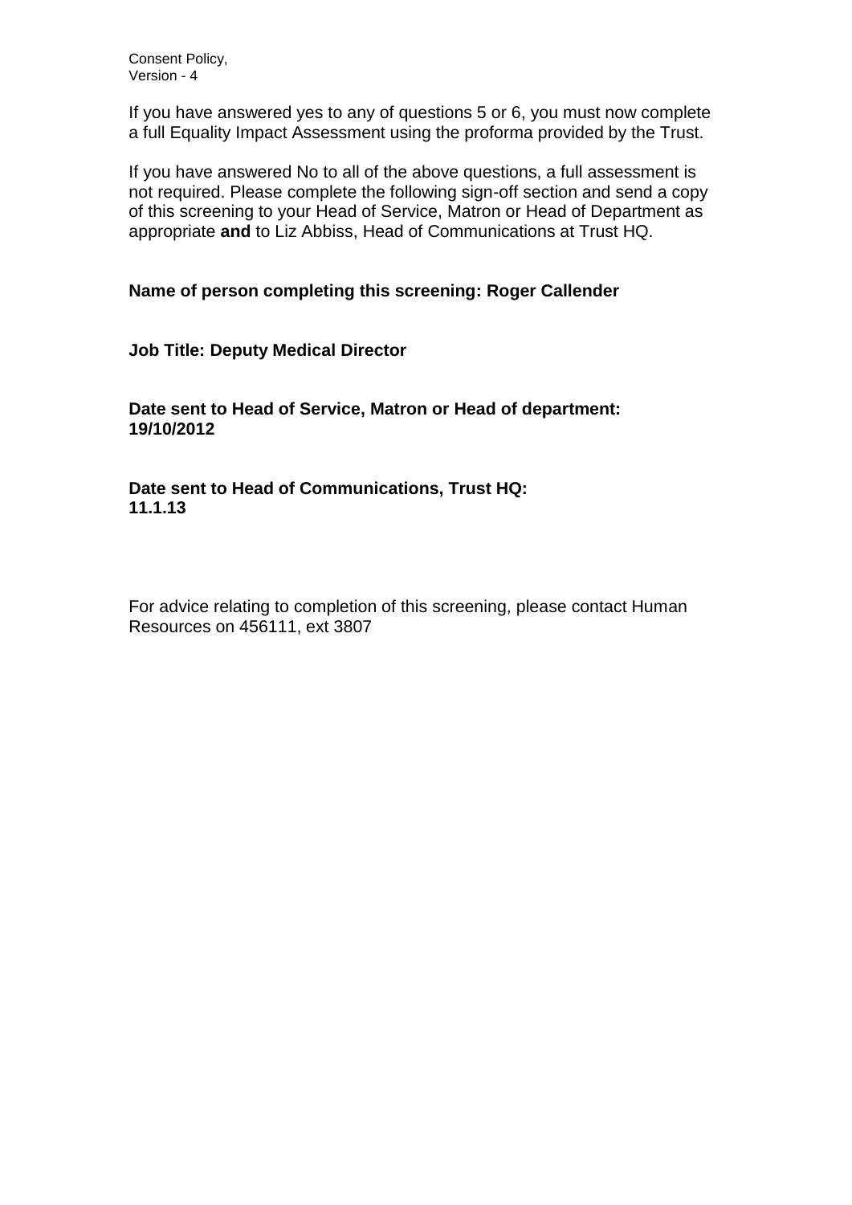If you have answered yes to any of questions 5 or 6, you must now complete a full Equality Impact Assessment using the proforma provided by the Trust.

If you have answered No to all of the above questions, a full assessment is not required. Please complete the following sign-off section and send a copy of this screening to your Head of Service, Matron or Head of Department as appropriate **and** to Liz Abbiss, Head of Communications at Trust HQ.

**Name of person completing this screening: Roger Callender**

**Job Title: Deputy Medical Director**

**Date sent to Head of Service, Matron or Head of department: 19/10/2012**

**Date sent to Head of Communications, Trust HQ: 11.1.13**

For advice relating to completion of this screening, please contact Human Resources on 456111, ext 3807